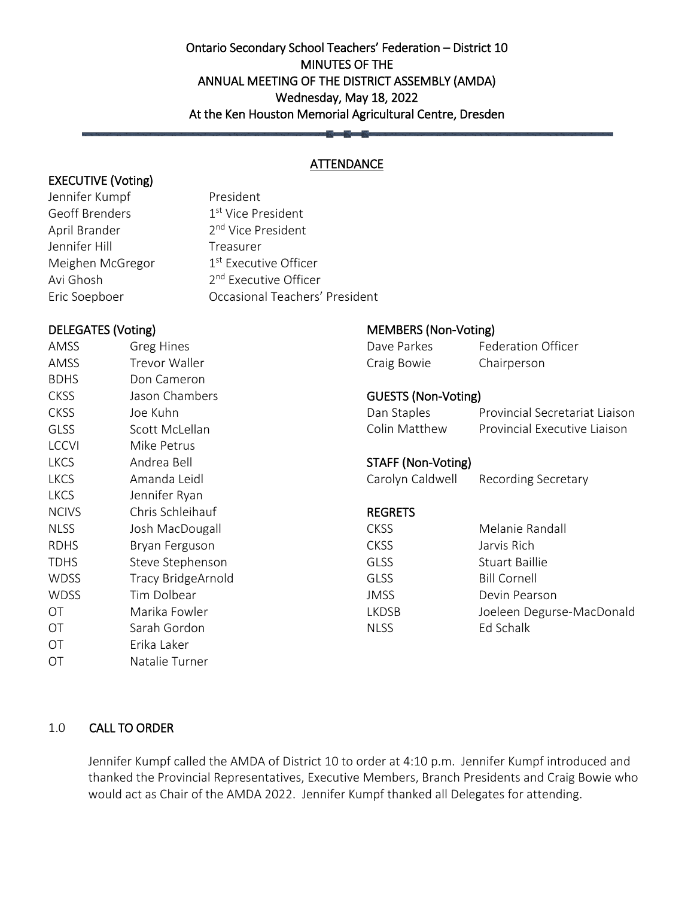# Ontario Secondary School Teachers' Federation – District 10
## MINUTES OF THE
## ANNUAL MEETING OF THE DISTRICT ASSEMBLY (AMDA)
## Wednesday, May 18, 2022
## At the Ken Houston Memorial Agricultural Centre, Dresden

### ATTENDANCE

**EXECUTIVE (Voting)**

| | |
|---|---|
| Jennifer Kumpf | President |
| Geoff Brenders | 1st Vice President |
| April Brander | 2nd Vice President |
| Jennifer Hill | Treasurer |
| Meighen McGregor | 1st Executive Officer |
| Avi Ghosh | 2nd Executive Officer |
| Eric Soepboer | Occasional Teachers' President |

**DELEGATES (Voting)**

| | |
|---|---|
| AMSS | Greg Hines |
| AMSS | Trevor Waller |
| BDHS | Don Cameron |
| CKSS | Jason Chambers |
| CKSS | Joe Kuhn |
| GLSS | Scott McLellan |
| LCCVI | Mike Petrus |
| LKCS | Andrea Bell |
| LKCS | Amanda Leidl |
| LKCS | Jennifer Ryan |
| NCIVS | Chris Schleihauf |
| NLSS | Josh MacDougall |
| RDHS | Bryan Ferguson |
| TDHS | Steve Stephenson |
| WDSS | Tracy BridgeArnold |
| WDSS | Tim Dolbear |
| OT | Marika Fowler |
| OT | Sarah Gordon |
| OT | Erika Laker |
| OT | Natalie Turner |

**MEMBERS (Non-Voting)**

| | |
|---|---|
| Dave Parkes | Federation Officer |
| Craig Bowie | Chairperson |

**GUESTS (Non-Voting)**

| | |
|---|---|
| Dan Staples | Provincial Secretariat Liaison |
| Colin Matthew | Provincial Executive Liaison |

**STAFF (Non-Voting)**

| | |
|---|---|
| Carolyn Caldwell | Recording Secretary |

**REGRETS**

| | |
|---|---|
| CKSS | Melanie Randall |
| CKSS | Jarvis Rich |
| GLSS | Stuart Baillie |
| GLSS | Bill Cornell |
| JMSS | Devin Pearson |
| LKDSB | Joeleen Degurse-MacDonald |
| NLSS | Ed Schalk |

### 1.0 CALL TO ORDER

Jennifer Kumpf called the AMDA of District 10 to order at 4:10 p.m. Jennifer Kumpf introduced and thanked the Provincial Representatives, Executive Members, Branch Presidents and Craig Bowie who would act as Chair of the AMDA 2022. Jennifer Kumpf thanked all Delegates for attending.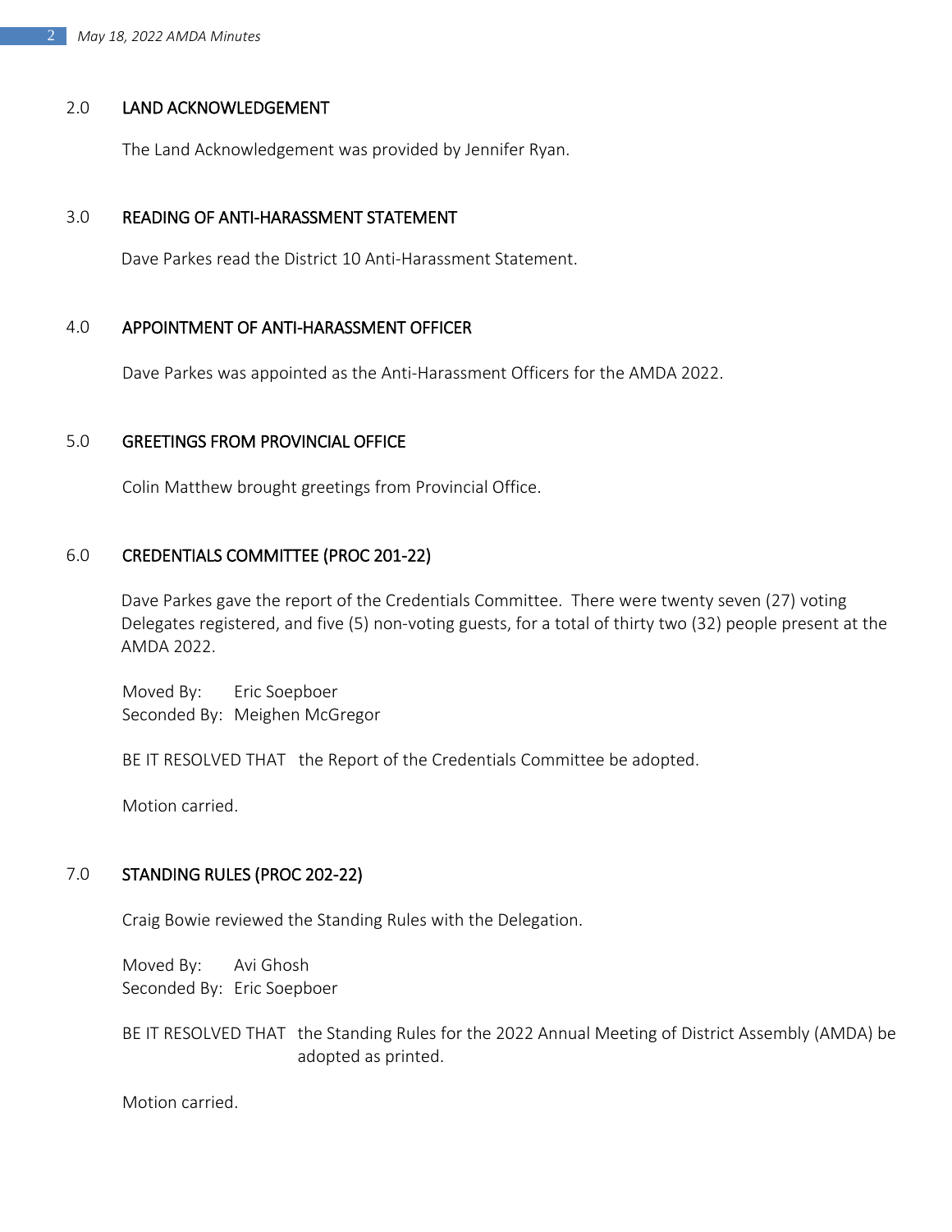## 2.0 LAND ACKNOWLEDGEMENT

The Land Acknowledgement was provided by Jennifer Ryan.

## 3.0 READING OF ANTI-HARASSMENT STATEMENT

Dave Parkes read the District 10 Anti-Harassment Statement.

## 4.0 APPOINTMENT OF ANTI-HARASSMENT OFFICER

Dave Parkes was appointed as the Anti-Harassment Officers for the AMDA 2022.

## 5.0 GREETINGS FROM PROVINCIAL OFFICE

Colin Matthew brought greetings from Provincial Office.

## 6.0 CREDENTIALS COMMITTEE (PROC 201-22)

Dave Parkes gave the report of the Credentials Committee. There were twenty seven (27) voting Delegates registered, and five (5) non-voting guests, for a total of thirty two (32) people present at the AMDA 2022.

Moved By: Eric Soepboer
Seconded By: Meighen McGregor

BE IT RESOLVED THAT the Report of the Credentials Committee be adopted.

Motion carried.

## 7.0 STANDING RULES (PROC 202-22)

Craig Bowie reviewed the Standing Rules with the Delegation.

Moved By: Avi Ghosh
Seconded By: Eric Soepboer

BE IT RESOLVED THAT the Standing Rules for the 2022 Annual Meeting of District Assembly (AMDA) be adopted as printed.

Motion carried.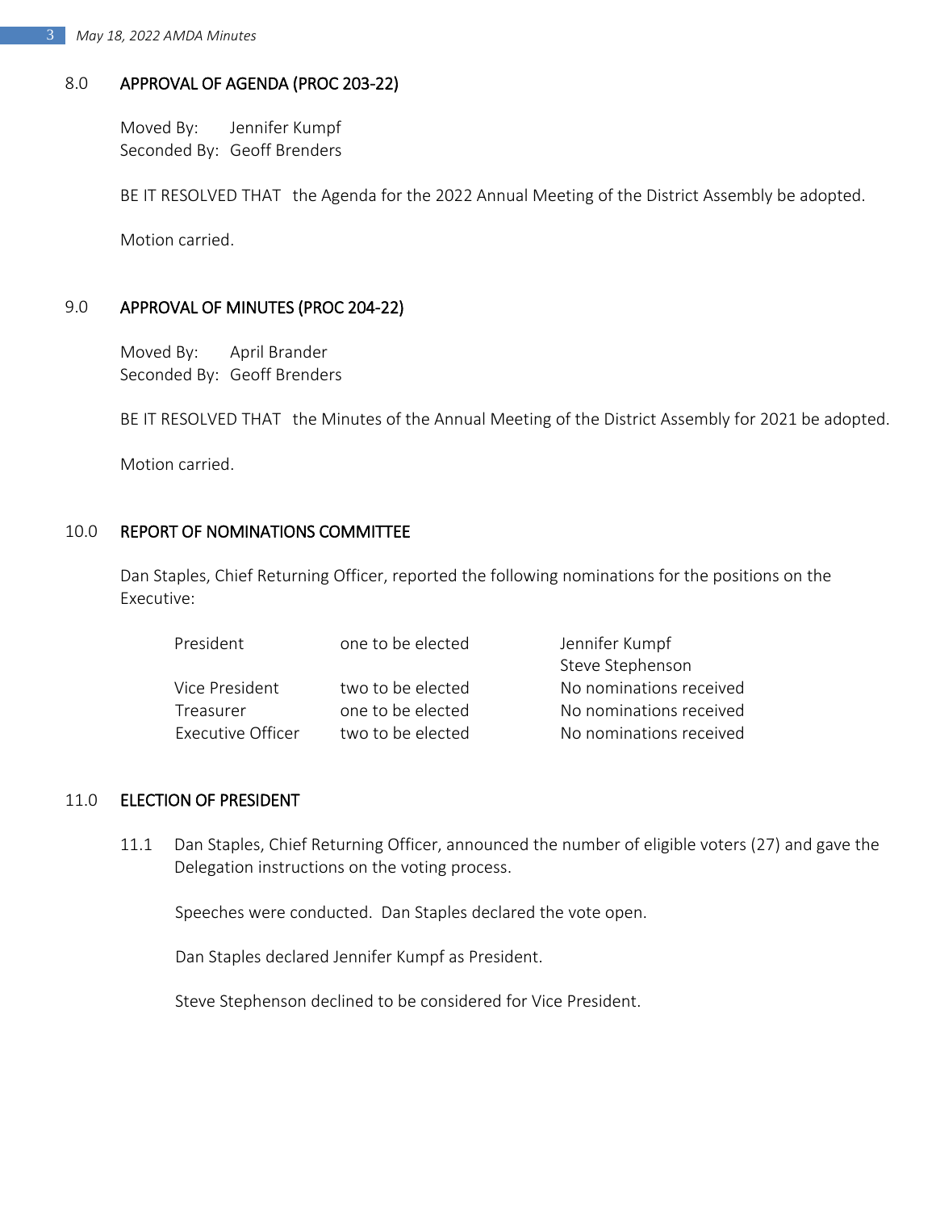## 8.0 APPROVAL OF AGENDA (PROC 203-22)

Moved By: Jennifer Kumpf
Seconded By: Geoff Brenders

BE IT RESOLVED THAT the Agenda for the 2022 Annual Meeting of the District Assembly be adopted.

Motion carried.

## 9.0 APPROVAL OF MINUTES (PROC 204-22)

Moved By: April Brander
Seconded By: Geoff Brenders

BE IT RESOLVED THAT the Minutes of the Annual Meeting of the District Assembly for 2021 be adopted.

Motion carried.

## 10.0 REPORT OF NOMINATIONS COMMITTEE

Dan Staples, Chief Returning Officer, reported the following nominations for the positions on the Executive:

| | | |
|---|---|---|
| President | one to be elected | Jennifer Kumpf<br>Steve Stephenson |
| Vice President | two to be elected | No nominations received |
| Treasurer | one to be elected | No nominations received |
| Executive Officer | two to be elected | No nominations received |

## 11.0 ELECTION OF PRESIDENT

11.1 Dan Staples, Chief Returning Officer, announced the number of eligible voters (27) and gave the Delegation instructions on the voting process.

Speeches were conducted. Dan Staples declared the vote open.

Dan Staples declared Jennifer Kumpf as President.

Steve Stephenson declined to be considered for Vice President.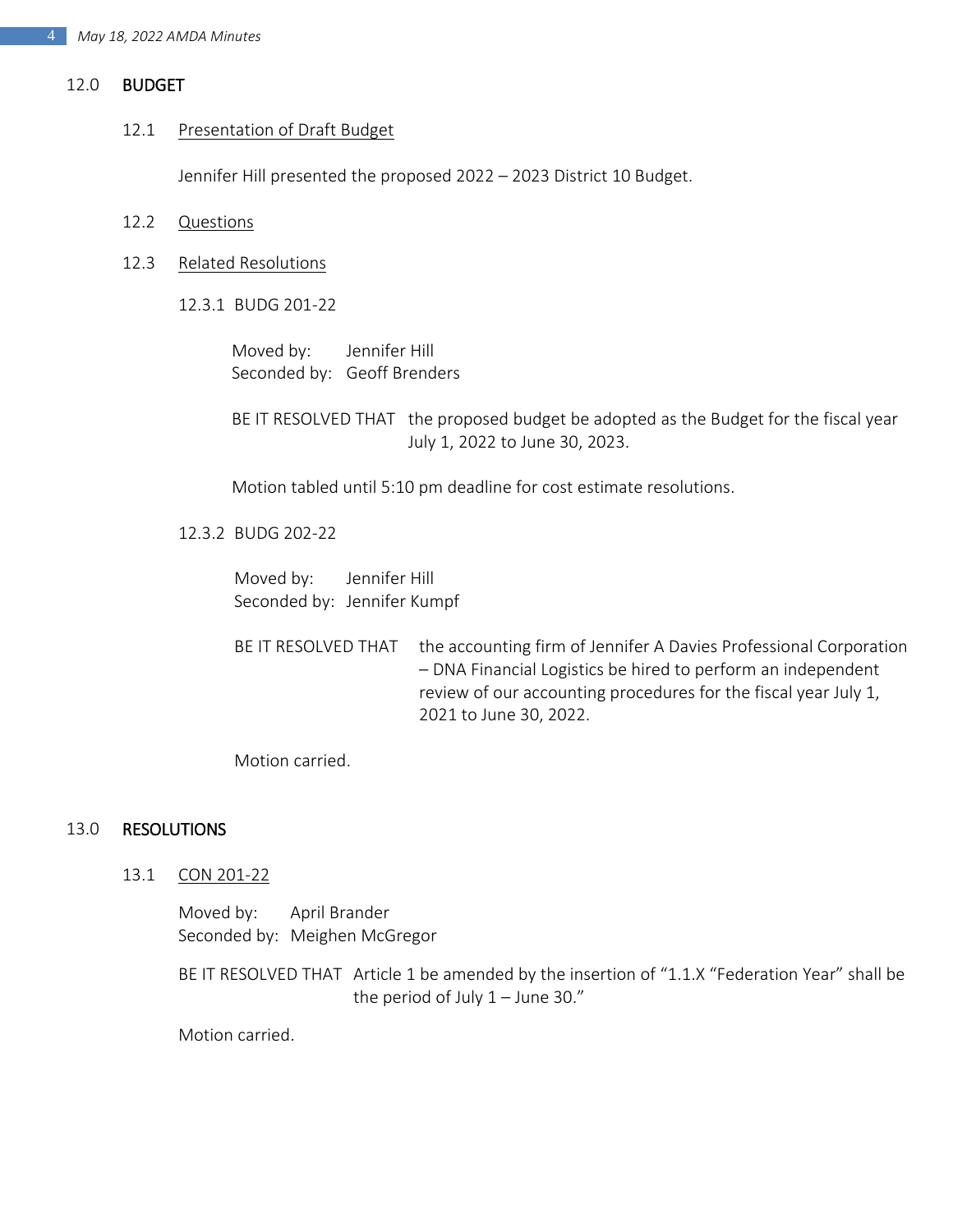## 12.0 BUDGET

### 12.1 Presentation of Draft Budget

Jennifer Hill presented the proposed 2022 – 2023 District 10 Budget.

### 12.2 Questions

### 12.3 Related Resolutions

#### 12.3.1 BUDG 201-22

Moved by: Jennifer Hill
Seconded by: Geoff Brenders

BE IT RESOLVED THAT the proposed budget be adopted as the Budget for the fiscal year July 1, 2022 to June 30, 2023.

Motion tabled until 5:10 pm deadline for cost estimate resolutions.

#### 12.3.2 BUDG 202-22

Moved by: Jennifer Hill
Seconded by: Jennifer Kumpf

BE IT RESOLVED THAT the accounting firm of Jennifer A Davies Professional Corporation – DNA Financial Logistics be hired to perform an independent review of our accounting procedures for the fiscal year July 1, 2021 to June 30, 2022.

Motion carried.

## 13.0 RESOLUTIONS

### 13.1 CON 201-22

Moved by: April Brander
Seconded by: Meighen McGregor

BE IT RESOLVED THAT Article 1 be amended by the insertion of "1.1.X "Federation Year" shall be the period of July 1 – June 30."

Motion carried.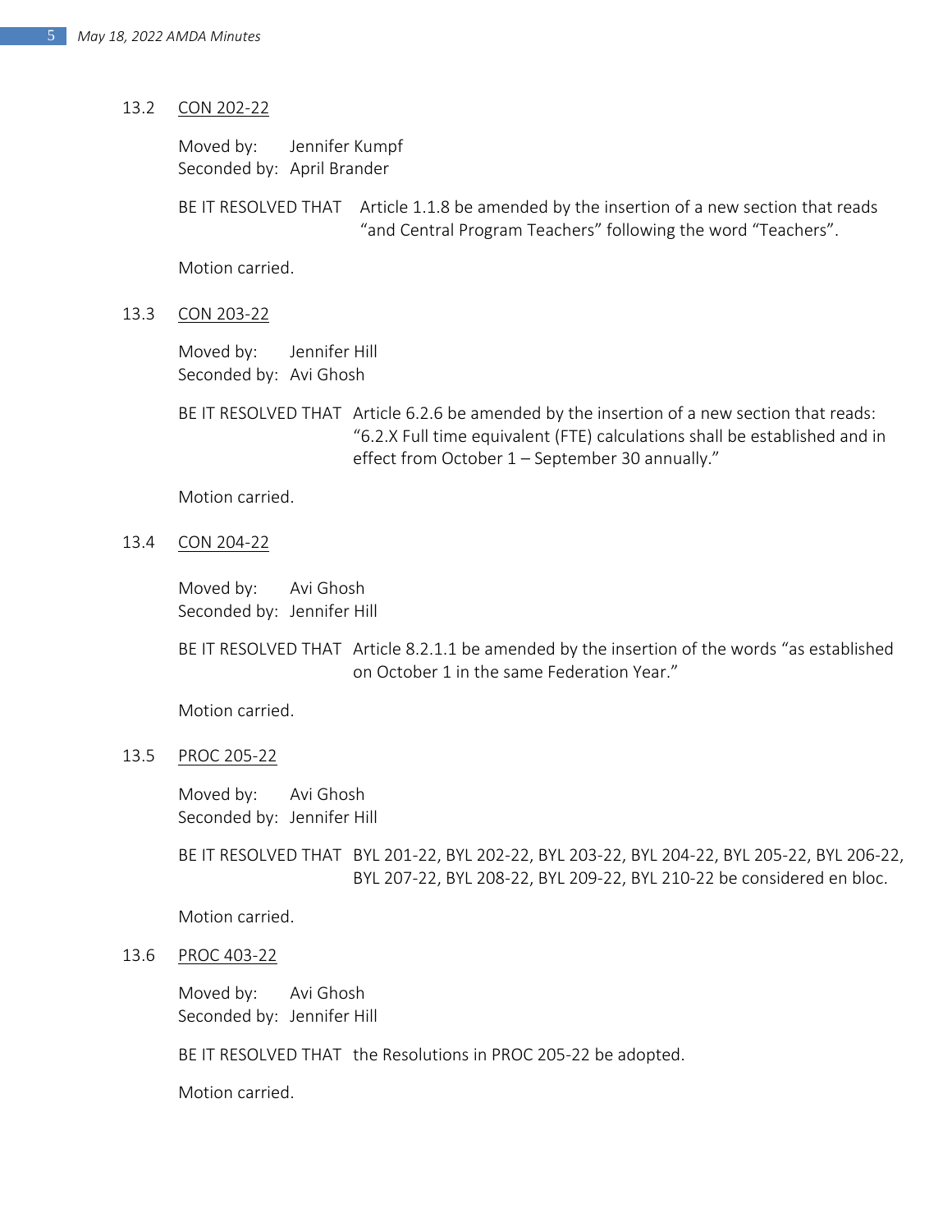13.2 CON 202-22

Moved by: Jennifer Kumpf
Seconded by: April Brander

BE IT RESOLVED THAT Article 1.1.8 be amended by the insertion of a new section that reads "and Central Program Teachers" following the word "Teachers".

Motion carried.

13.3 CON 203-22

Moved by: Jennifer Hill
Seconded by: Avi Ghosh

BE IT RESOLVED THAT Article 6.2.6 be amended by the insertion of a new section that reads: "6.2.X Full time equivalent (FTE) calculations shall be established and in effect from October 1 – September 30 annually."

Motion carried.

13.4 CON 204-22

Moved by: Avi Ghosh
Seconded by: Jennifer Hill

BE IT RESOLVED THAT Article 8.2.1.1 be amended by the insertion of the words "as established on October 1 in the same Federation Year."

Motion carried.

13.5 PROC 205-22

Moved by: Avi Ghosh
Seconded by: Jennifer Hill

BE IT RESOLVED THAT BYL 201-22, BYL 202-22, BYL 203-22, BYL 204-22, BYL 205-22, BYL 206-22, BYL 207-22, BYL 208-22, BYL 209-22, BYL 210-22 be considered en bloc.

Motion carried.

13.6 PROC 403-22

Moved by: Avi Ghosh
Seconded by: Jennifer Hill

BE IT RESOLVED THAT the Resolutions in PROC 205-22 be adopted.

Motion carried.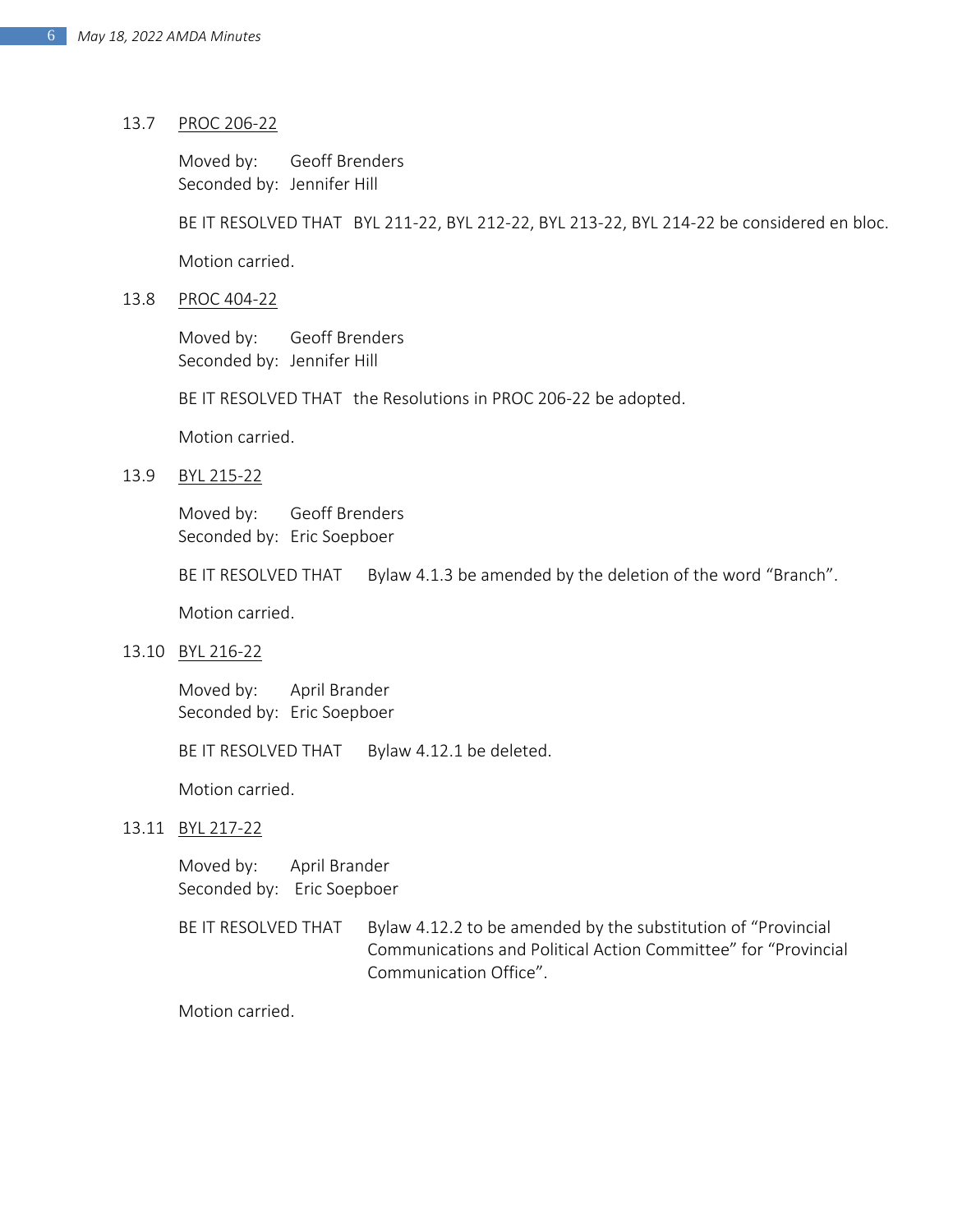13.7 PROC 206-22

Moved by: Geoff Brenders
Seconded by: Jennifer Hill

BE IT RESOLVED THAT BYL 211-22, BYL 212-22, BYL 213-22, BYL 214-22 be considered en bloc.

Motion carried.

13.8 PROC 404-22

Moved by: Geoff Brenders
Seconded by: Jennifer Hill

BE IT RESOLVED THAT the Resolutions in PROC 206-22 be adopted.

Motion carried.

13.9 BYL 215-22

Moved by: Geoff Brenders
Seconded by: Eric Soepboer

BE IT RESOLVED THAT Bylaw 4.1.3 be amended by the deletion of the word "Branch".

Motion carried.

13.10 BYL 216-22

Moved by: April Brander
Seconded by: Eric Soepboer

BE IT RESOLVED THAT Bylaw 4.12.1 be deleted.

Motion carried.

13.11 BYL 217-22

Moved by: April Brander
Seconded by: Eric Soepboer

BE IT RESOLVED THAT Bylaw 4.12.2 to be amended by the substitution of "Provincial Communications and Political Action Committee" for "Provincial Communication Office".

Motion carried.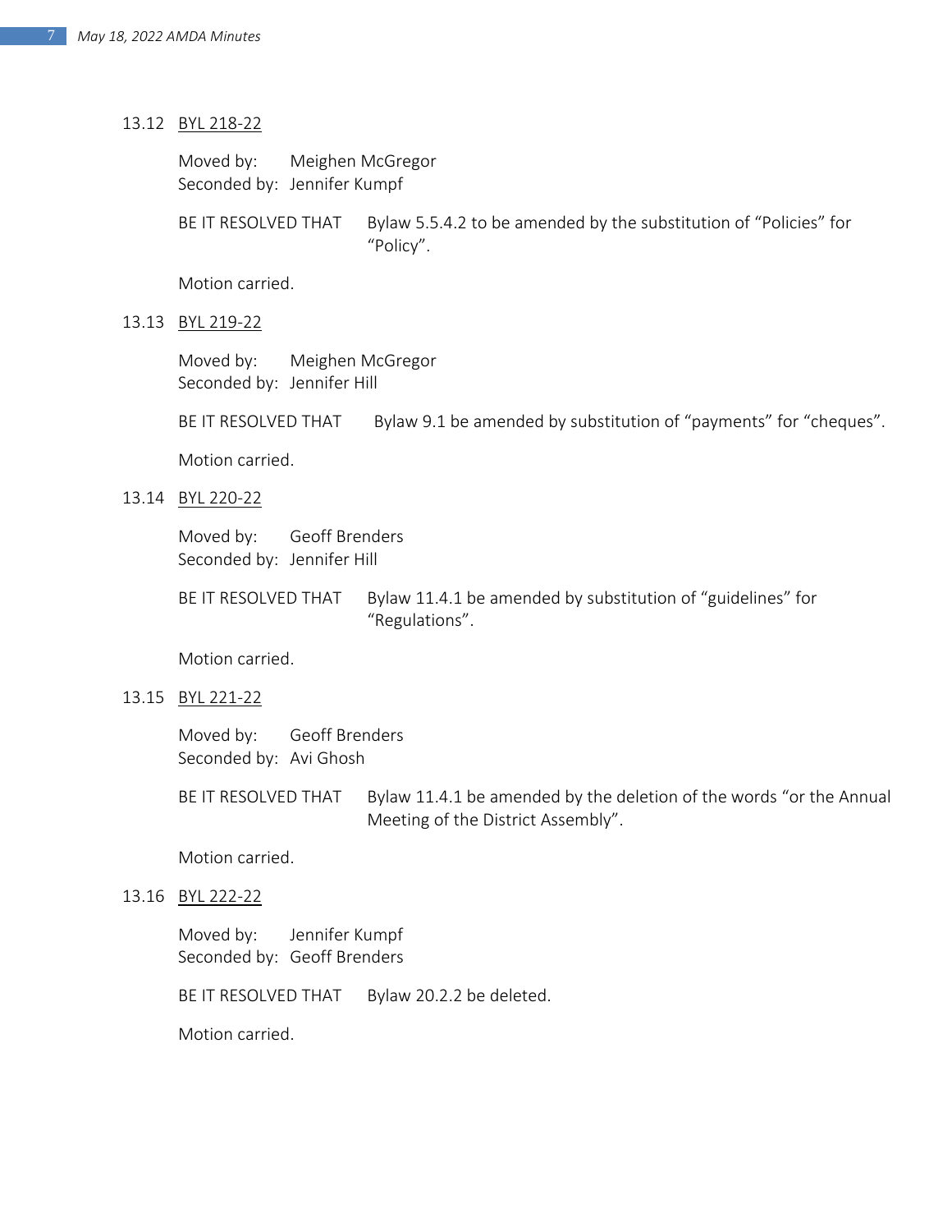13.12 BYL 218-22

Moved by: Meighen McGregor
Seconded by: Jennifer Kumpf

BE IT RESOLVED THAT Bylaw 5.5.4.2 to be amended by the substitution of "Policies" for "Policy".

Motion carried.

13.13 BYL 219-22

Moved by: Meighen McGregor
Seconded by: Jennifer Hill

BE IT RESOLVED THAT Bylaw 9.1 be amended by substitution of "payments" for "cheques".

Motion carried.

13.14 BYL 220-22

Moved by: Geoff Brenders
Seconded by: Jennifer Hill

BE IT RESOLVED THAT Bylaw 11.4.1 be amended by substitution of "guidelines" for "Regulations".

Motion carried.

13.15 BYL 221-22

Moved by: Geoff Brenders
Seconded by: Avi Ghosh

BE IT RESOLVED THAT Bylaw 11.4.1 be amended by the deletion of the words "or the Annual Meeting of the District Assembly".

Motion carried.

13.16 BYL 222-22

Moved by: Jennifer Kumpf
Seconded by: Geoff Brenders

BE IT RESOLVED THAT Bylaw 20.2.2 be deleted.

Motion carried.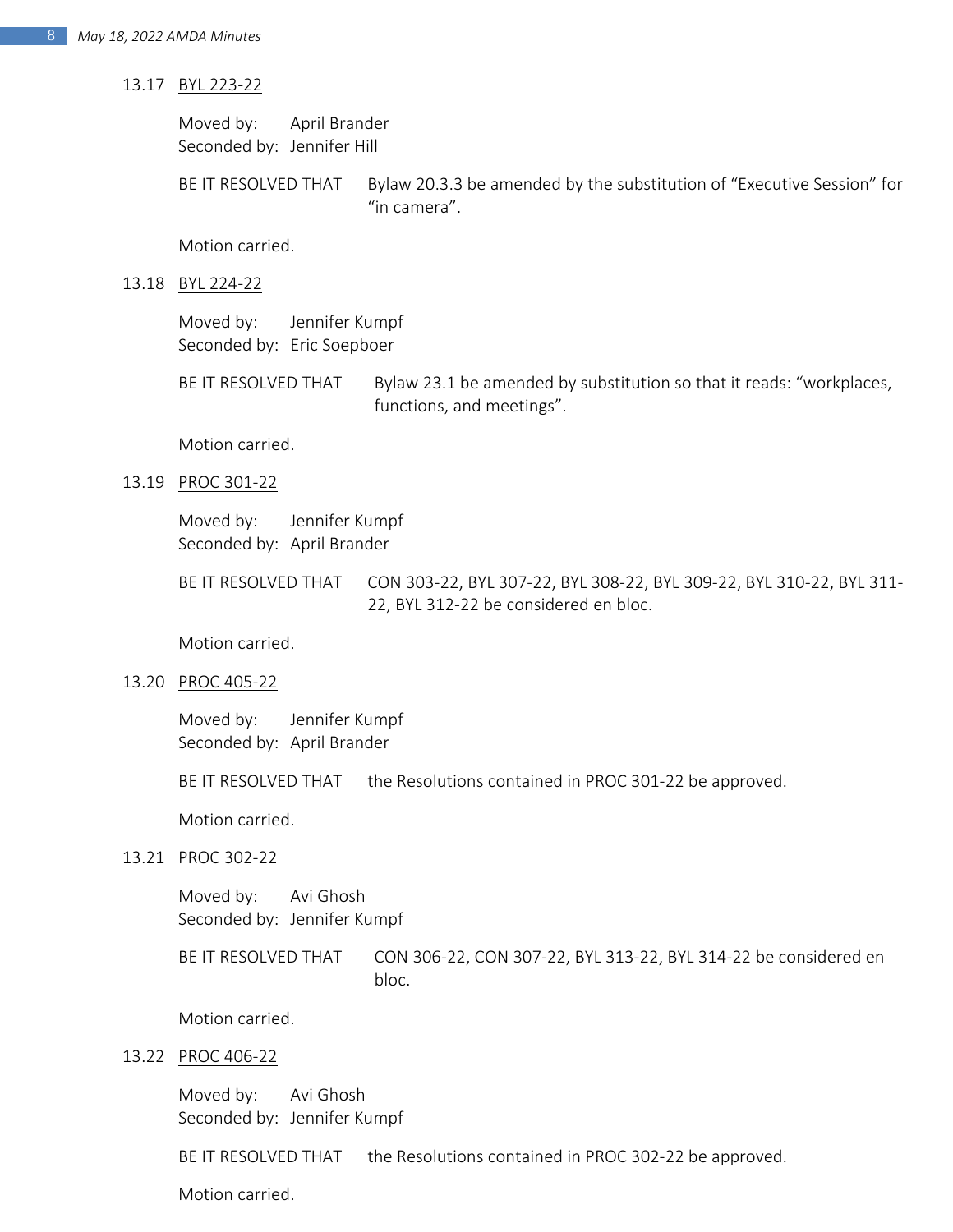13.17 BYL 223-22

Moved by: April Brander
Seconded by: Jennifer Hill

BE IT RESOLVED THAT Bylaw 20.3.3 be amended by the substitution of "Executive Session" for "in camera".

Motion carried.

13.18 BYL 224-22

Moved by: Jennifer Kumpf
Seconded by: Eric Soepboer

BE IT RESOLVED THAT Bylaw 23.1 be amended by substitution so that it reads: "workplaces, functions, and meetings".

Motion carried.

13.19 PROC 301-22

Moved by: Jennifer Kumpf
Seconded by: April Brander

BE IT RESOLVED THAT CON 303-22, BYL 307-22, BYL 308-22, BYL 309-22, BYL 310-22, BYL 311-22, BYL 312-22 be considered en bloc.

Motion carried.

13.20 PROC 405-22

Moved by: Jennifer Kumpf
Seconded by: April Brander

BE IT RESOLVED THAT the Resolutions contained in PROC 301-22 be approved.

Motion carried.

13.21 PROC 302-22

Moved by: Avi Ghosh
Seconded by: Jennifer Kumpf

BE IT RESOLVED THAT CON 306-22, CON 307-22, BYL 313-22, BYL 314-22 be considered en bloc.

Motion carried.

13.22 PROC 406-22

Moved by: Avi Ghosh
Seconded by: Jennifer Kumpf

BE IT RESOLVED THAT the Resolutions contained in PROC 302-22 be approved.

Motion carried.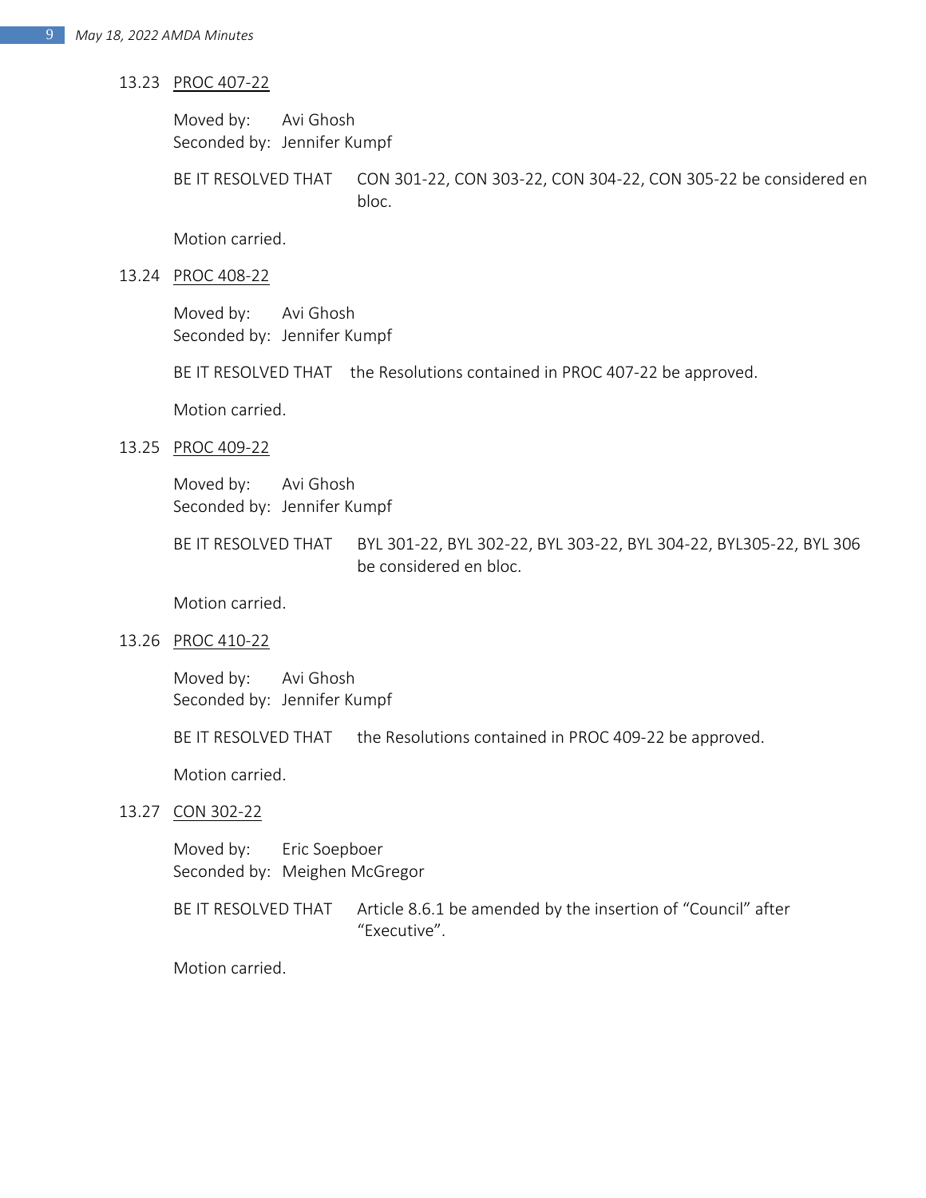13.23 PROC 407-22

Moved by: Avi Ghosh
Seconded by: Jennifer Kumpf

BE IT RESOLVED THAT CON 301-22, CON 303-22, CON 304-22, CON 305-22 be considered en bloc.

Motion carried.

13.24 PROC 408-22

Moved by: Avi Ghosh
Seconded by: Jennifer Kumpf

BE IT RESOLVED THAT the Resolutions contained in PROC 407-22 be approved.

Motion carried.

13.25 PROC 409-22

Moved by: Avi Ghosh
Seconded by: Jennifer Kumpf

BE IT RESOLVED THAT BYL 301-22, BYL 302-22, BYL 303-22, BYL 304-22, BYL305-22, BYL 306 be considered en bloc.

Motion carried.

13.26 PROC 410-22

Moved by: Avi Ghosh
Seconded by: Jennifer Kumpf

BE IT RESOLVED THAT the Resolutions contained in PROC 409-22 be approved.

Motion carried.

13.27 CON 302-22

Moved by: Eric Soepboer
Seconded by: Meighen McGregor

BE IT RESOLVED THAT Article 8.6.1 be amended by the insertion of "Council" after "Executive".

Motion carried.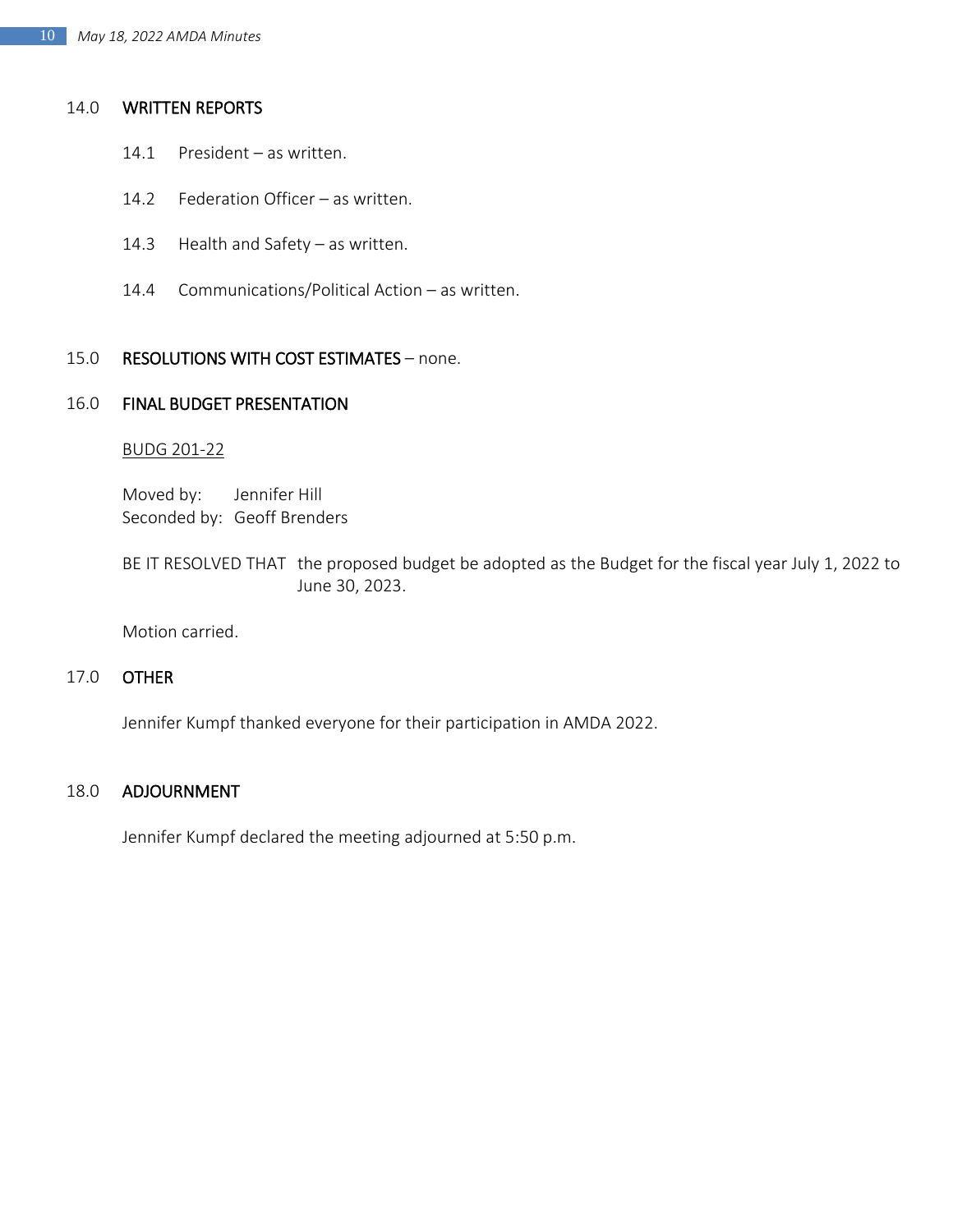## 14.0 WRITTEN REPORTS

14.1 President – as written.

14.2 Federation Officer – as written.

14.3 Health and Safety – as written.

14.4 Communications/Political Action – as written.

## 15.0 RESOLUTIONS WITH COST ESTIMATES – none.

## 16.0 FINAL BUDGET PRESENTATION

BUDG 201-22

Moved by: Jennifer Hill
Seconded by: Geoff Brenders

BE IT RESOLVED THAT the proposed budget be adopted as the Budget for the fiscal year July 1, 2022 to June 30, 2023.

Motion carried.

## 17.0 OTHER

Jennifer Kumpf thanked everyone for their participation in AMDA 2022.

## 18.0 ADJOURNMENT

Jennifer Kumpf declared the meeting adjourned at 5:50 p.m.